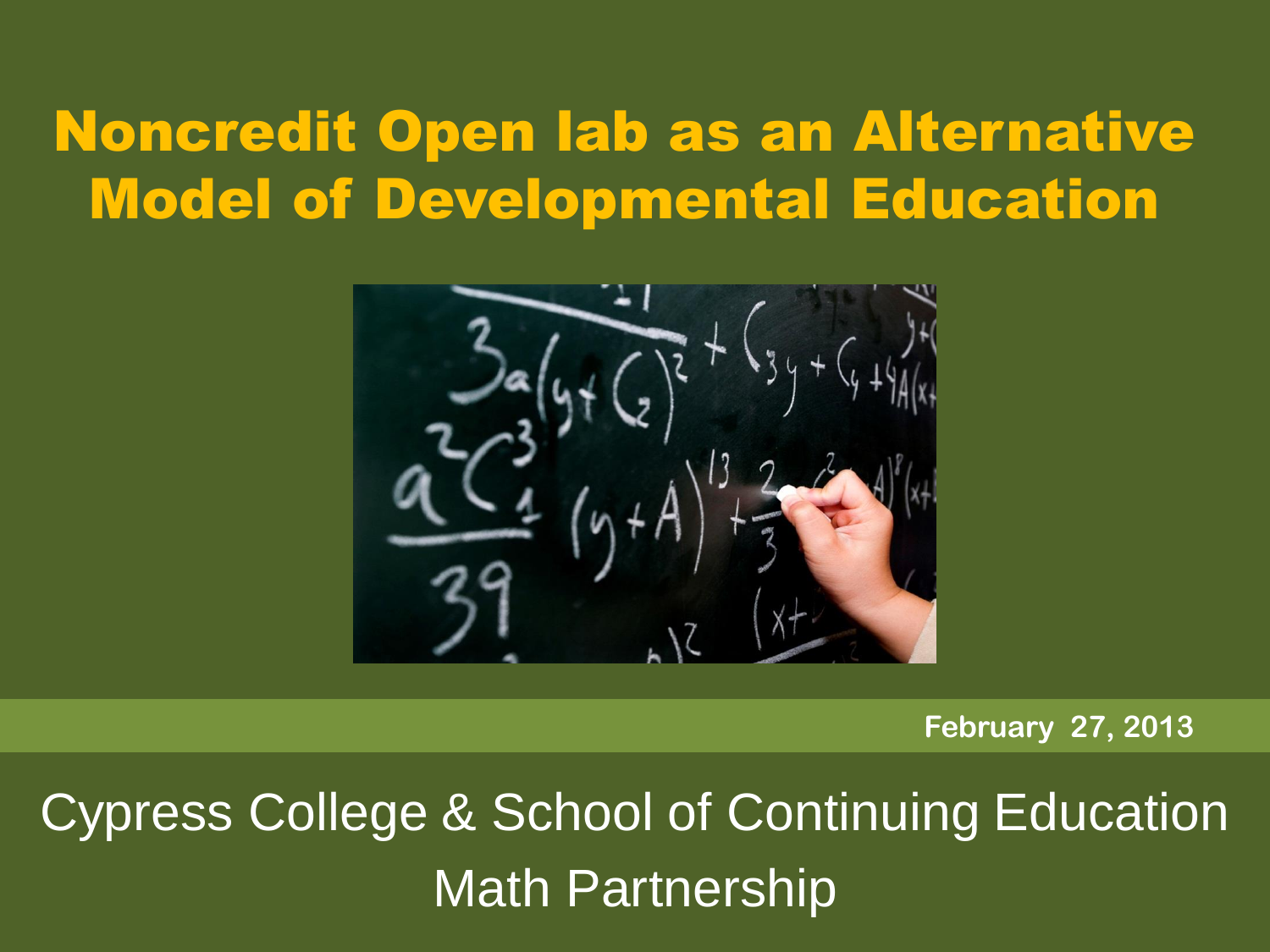# Noncredit Open lab as an Alternative Model of Developmental Education

February 27, 2013

Cypress College & School of Continuing Education Math Partnership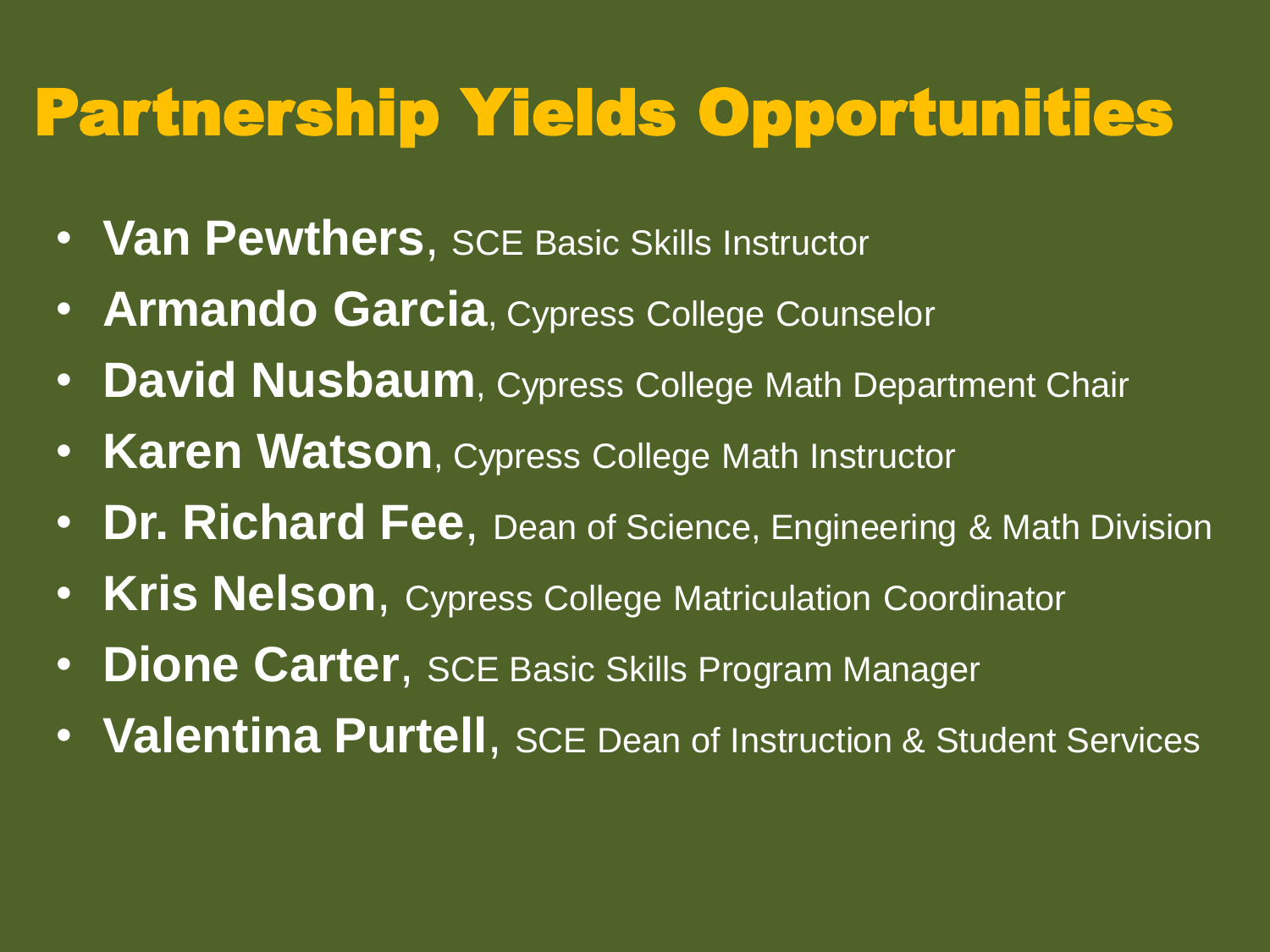# Partnership Yields Opportunities

- **Van Pewthers**, SCE Basic Skills Instructor
- **Armando Garcia**, Cypress College Counselor
- **David Nusbaum**, Cypress College Math Department Chair
- **Karen Watson**, Cypress College Math Instructor
- **Dr. Richard Fee**, Dean of Science, Engineering & Math Division
- **Kris Nelson**, Cypress College Matriculation Coordinator
- **Dione Carter**, SCE Basic Skills Program Manager
- **Valentina Purtell**, SCE Dean of Instruction & Student Services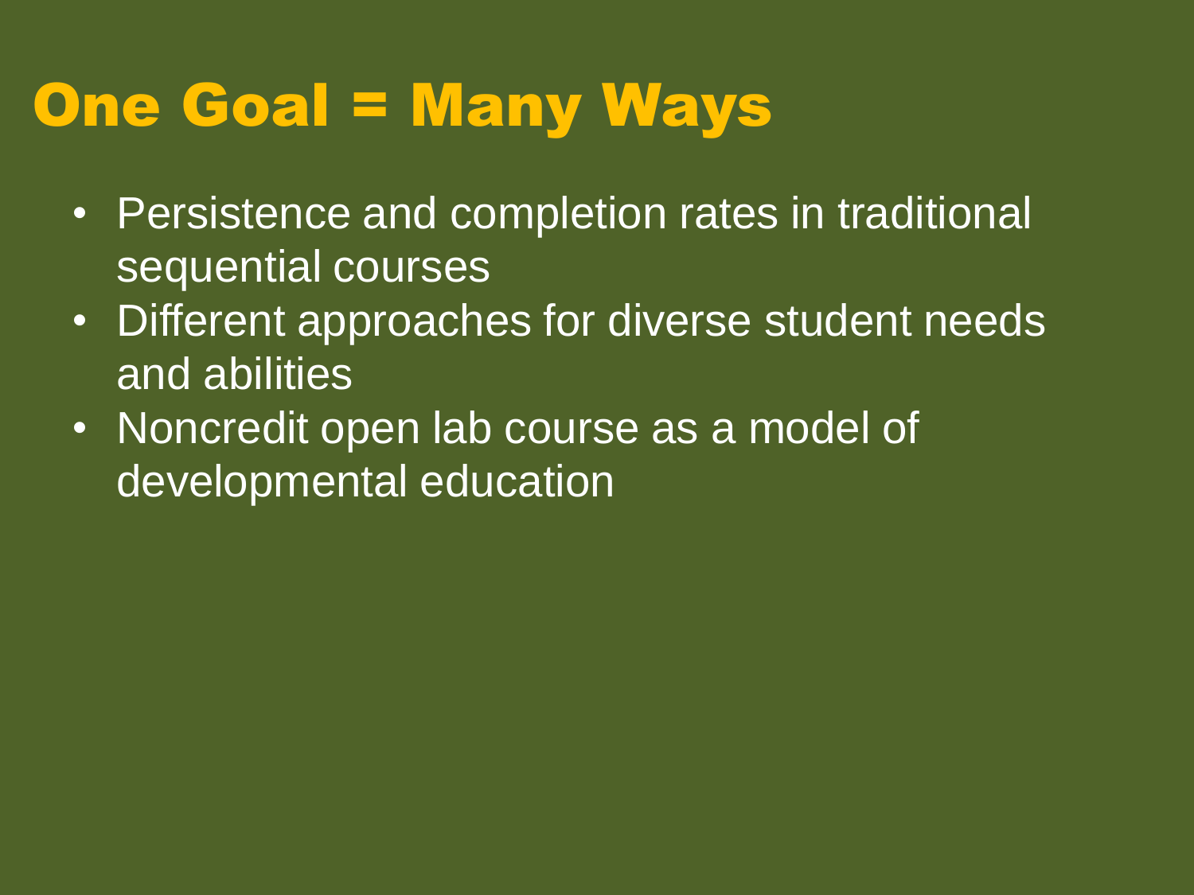# One Goal = Many Ways

- Persistence and completion rates in traditional sequential courses
- Different approaches for diverse student needs and abilities
- Noncredit open lab course as a model of developmental education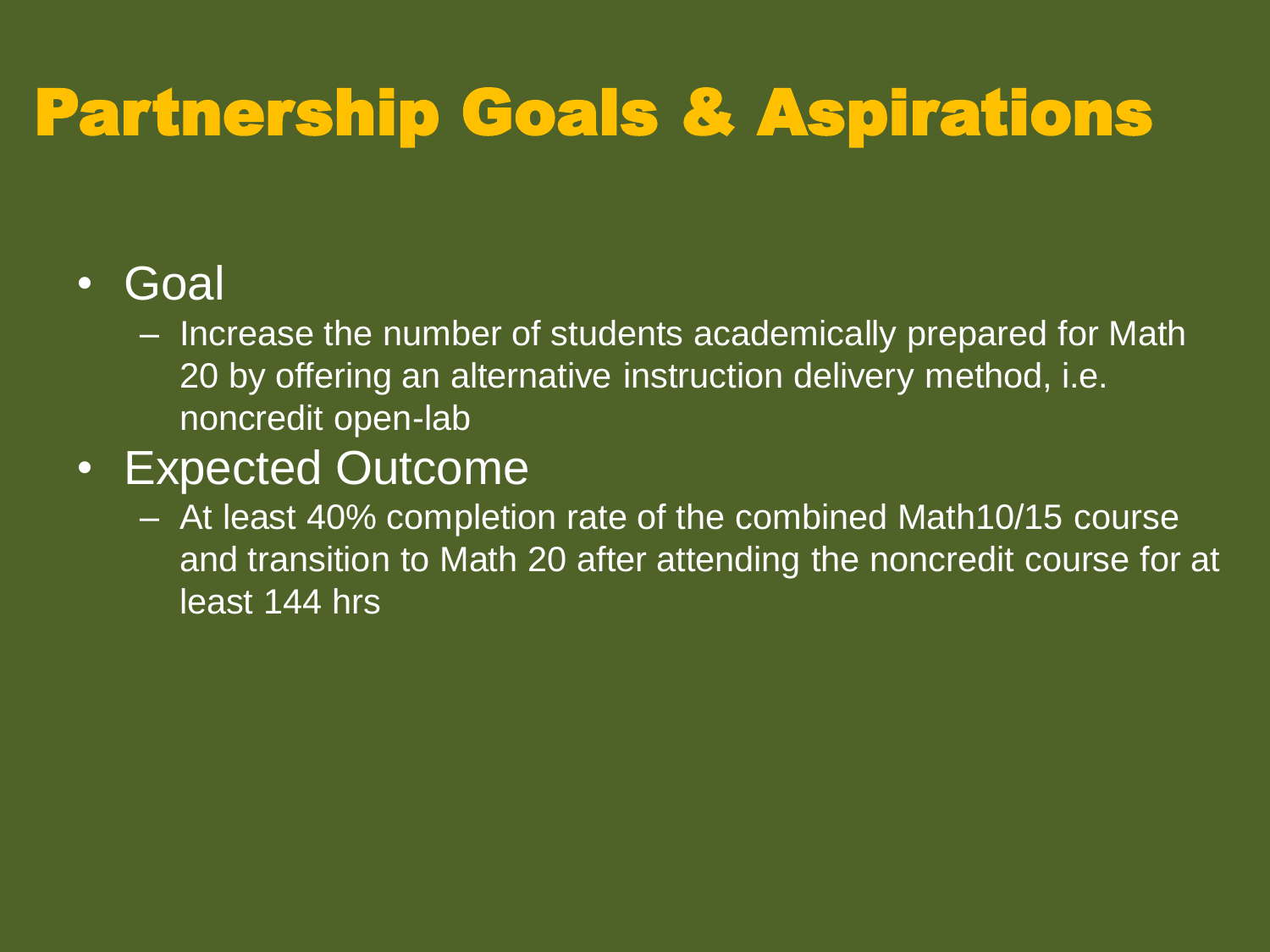# Partnership Goals & Aspirations

- Goal
  - Increase the number of students academically prepared for Math 20 by offering an alternative instruction delivery method, i.e. noncredit open-lab
- Expected Outcome
  - At least 40% completion rate of the combined Math10/15 course and transition to Math 20 after attending the noncredit course for at least 144 hrs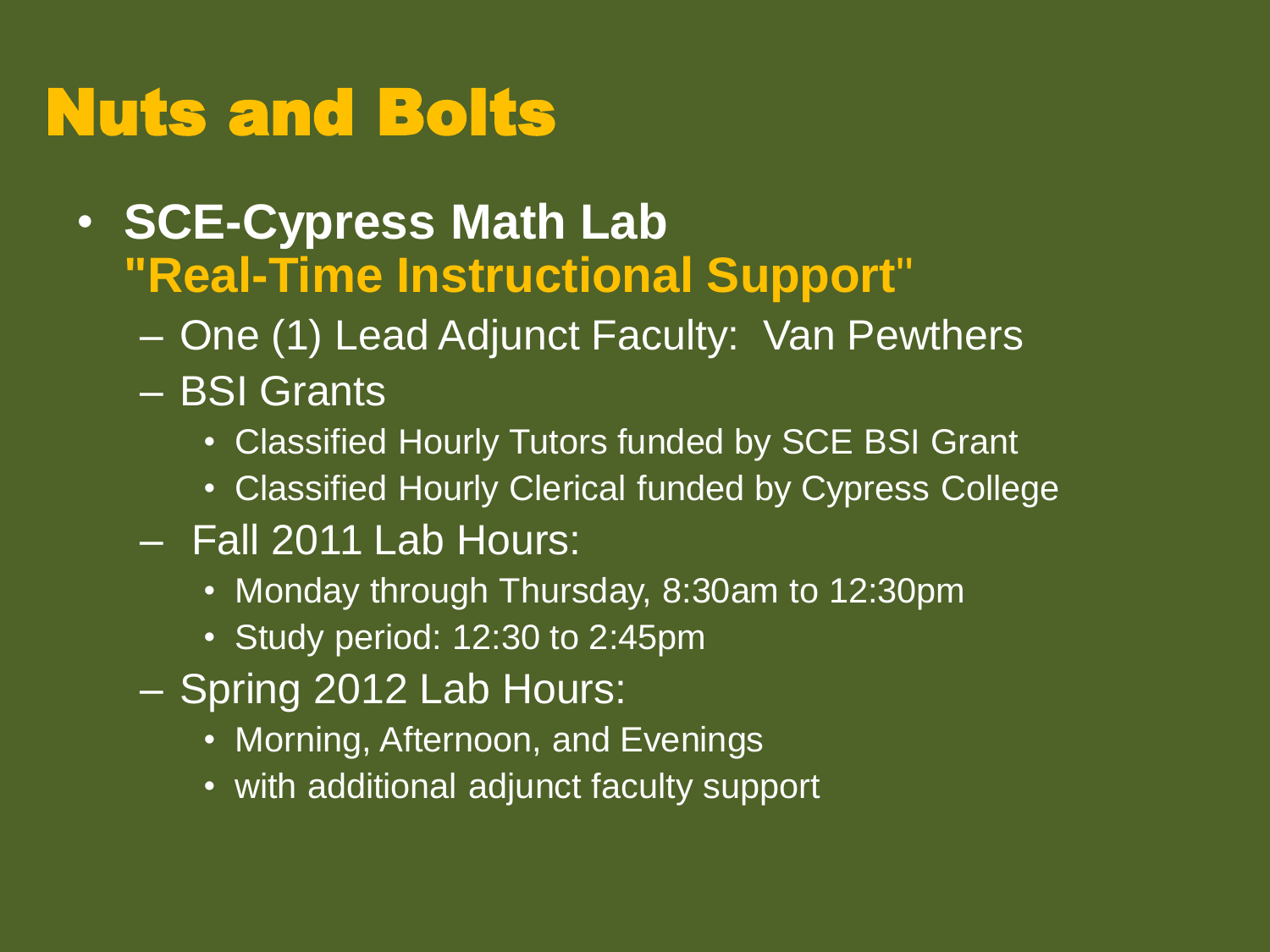# Nuts and Bolts

- **SCE-Cypress Math Lab**
  **"Real-Time Instructional Support"**
  - One (1) Lead Adjunct Faculty: Van Pewthers
  - BSI Grants
    - Classified Hourly Tutors funded by SCE BSI Grant
    - Classified Hourly Clerical funded by Cypress College
  - Fall 2011 Lab Hours:
    - Monday through Thursday, 8:30am to 12:30pm
    - Study period: 12:30 to 2:45pm
  - Spring 2012 Lab Hours:
    - Morning, Afternoon, and Evenings
    - with additional adjunct faculty support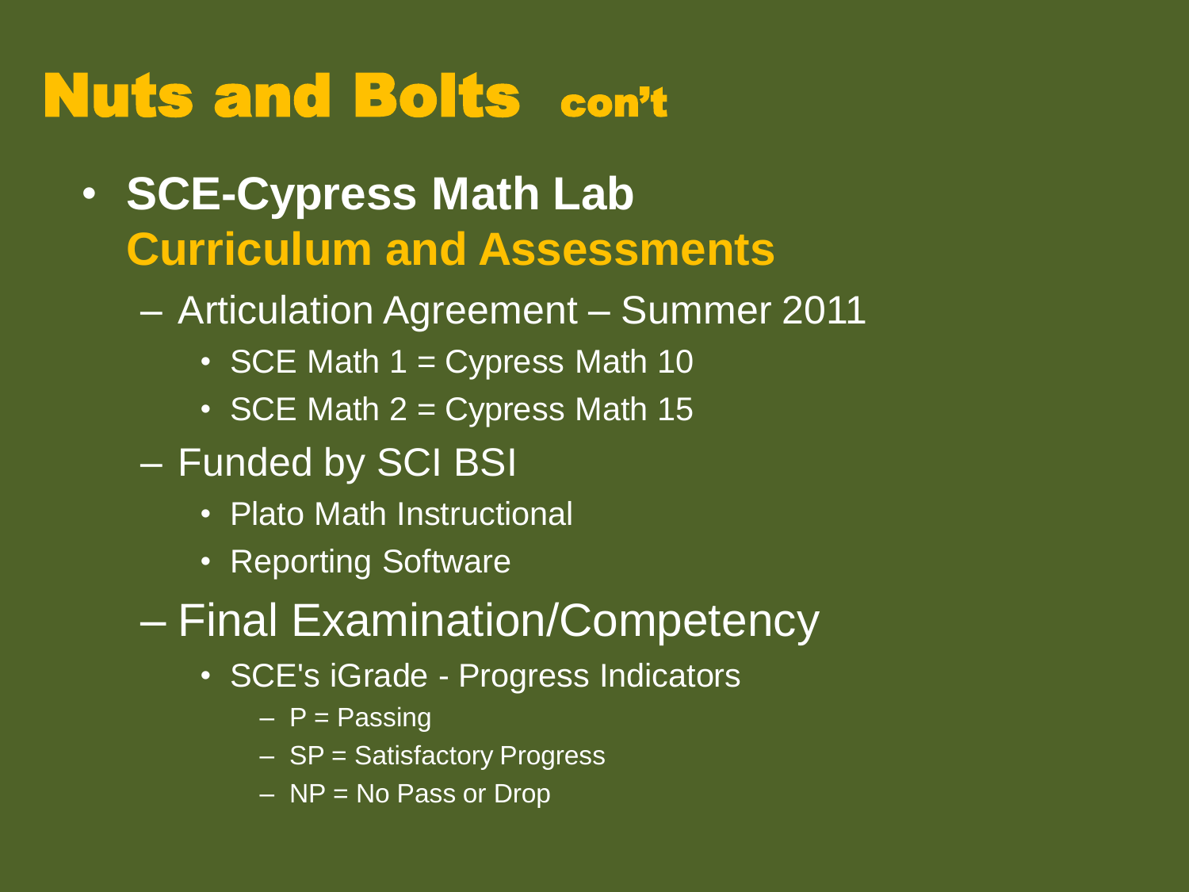# Nuts and Bolts con't

- **SCE-Cypress Math Lab**
  **Curriculum and Assessments**
  - Articulation Agreement – Summer 2011
    - SCE Math 1 = Cypress Math 10
    - SCE Math 2 = Cypress Math 15
  - Funded by SCI BSI
    - Plato Math Instructional
    - Reporting Software
  - Final Examination/Competency
    - SCE's iGrade - Progress Indicators
      - P = Passing
      - SP = Satisfactory Progress
      - NP = No Pass or Drop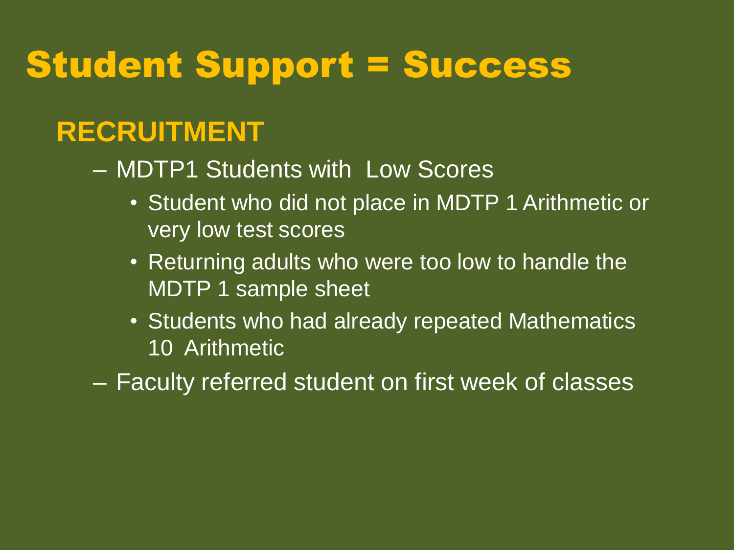# Student Support = Success

## RECRUITMENT

- MDTP1 Students with Low Scores
  - Student who did not place in MDTP 1 Arithmetic or very low test scores
  - Returning adults who were too low to handle the MDTP 1 sample sheet
  - Students who had already repeated Mathematics 10 Arithmetic
- Faculty referred student on first week of classes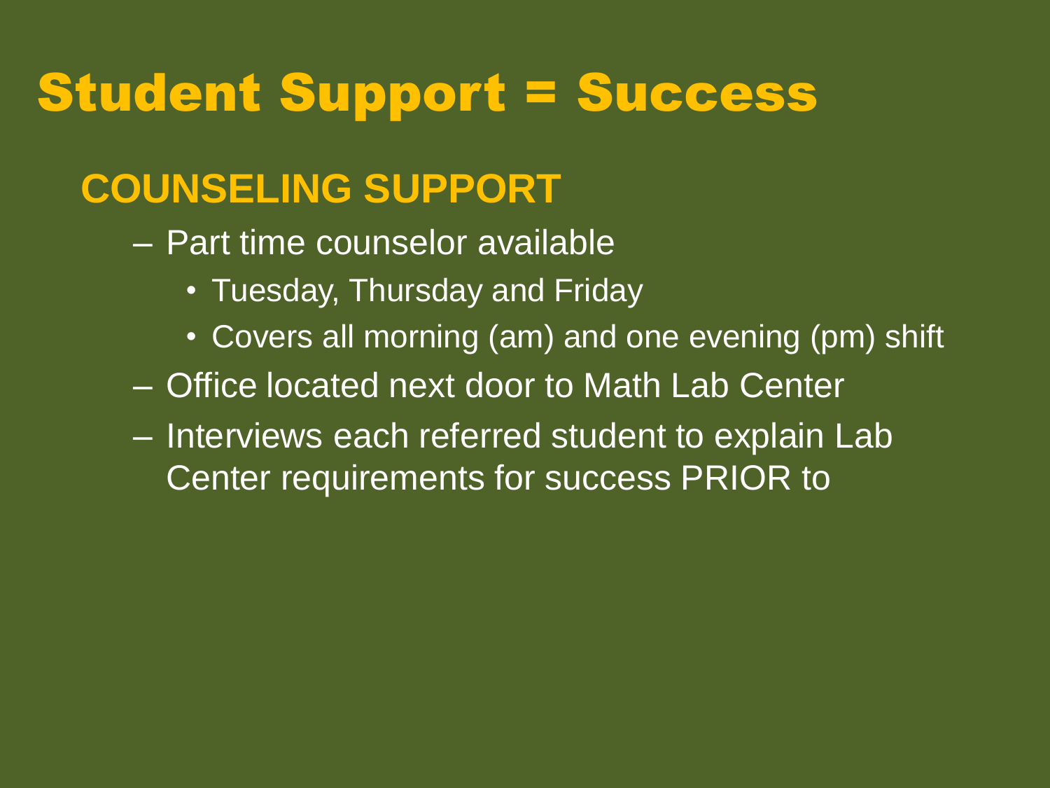# Student Support = Success

## COUNSELING SUPPORT

- Part time counselor available
  - Tuesday, Thursday and Friday
  - Covers all morning (am) and one evening (pm) shift
- Office located next door to Math Lab Center
- Interviews each referred student to explain Lab Center requirements for success PRIOR to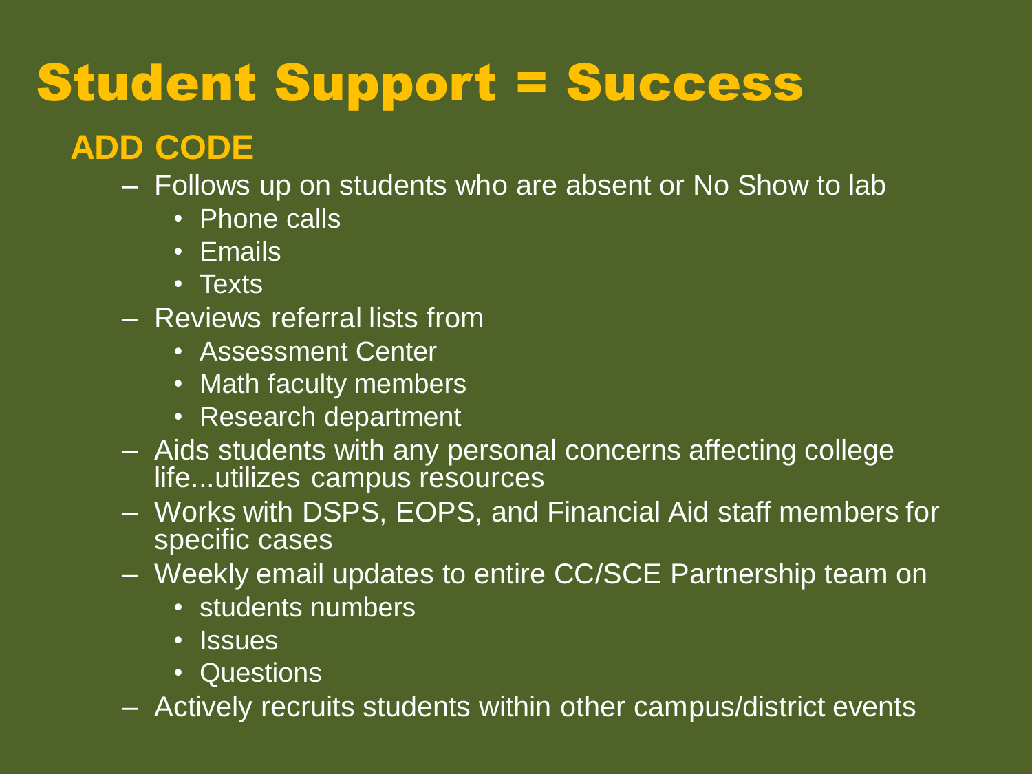# Student Support = Success

## ADD CODE

- Follows up on students who are absent or No Show to lab
  - Phone calls
  - Emails
  - Texts
- Reviews referral lists from
  - Assessment Center
  - Math faculty members
  - Research department
- Aids students with any personal concerns affecting college life...utilizes campus resources
- Works with DSPS, EOPS, and Financial Aid staff members for specific cases
- Weekly email updates to entire CC/SCE Partnership team on
  - students numbers
  - Issues
  - Questions
- Actively recruits students within other campus/district events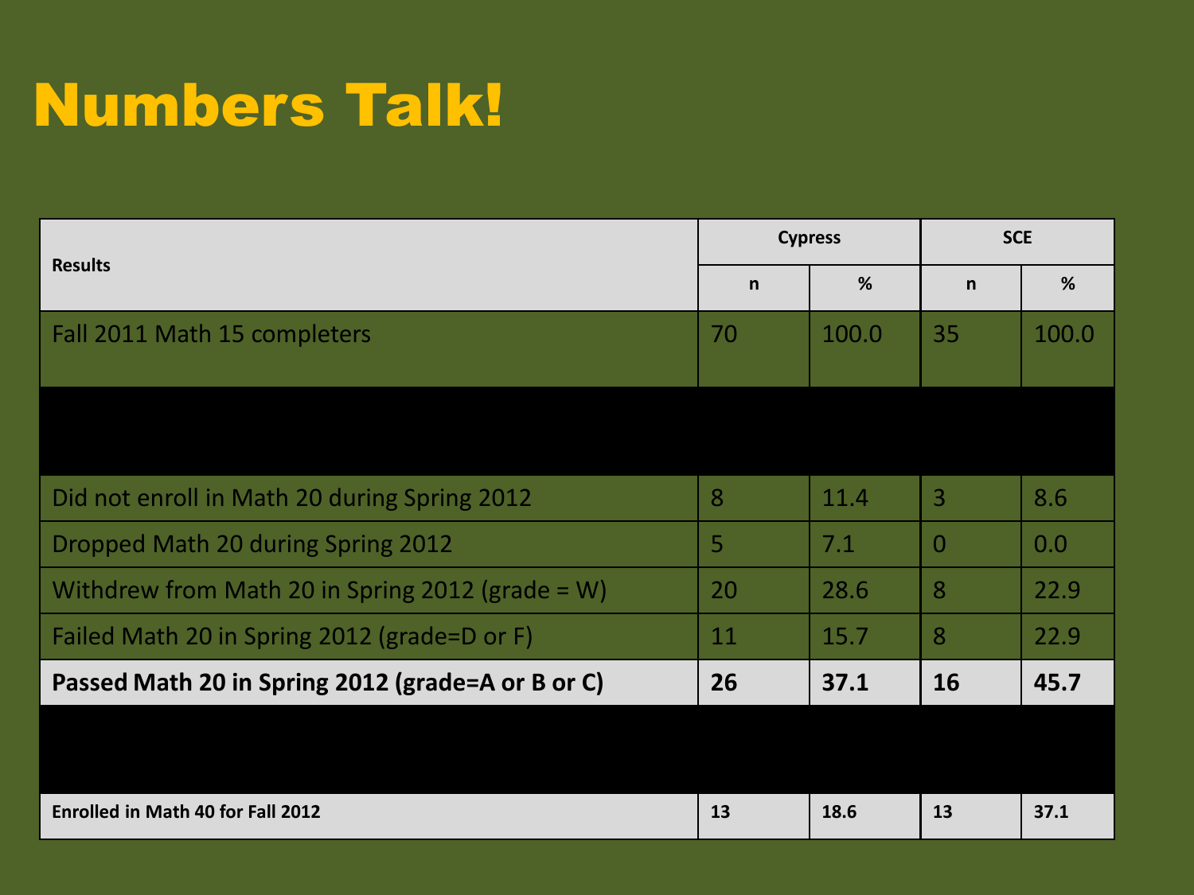# Numbers Talk!

| Results | Cypress | | SCE | |
|---|---|---|---|---|
| | n | % | n | % |
| Fall 2011 Math 15 completers | 70 | 100.0 | 35 | 100.0 |
| | | | | |
| Did not enroll in Math 20 during Spring 2012 | 8 | 11.4 | 3 | 8.6 |
| Dropped Math 20 during Spring 2012 | 5 | 7.1 | 0 | 0.0 |
| Withdrew from Math 20 in Spring 2012 (grade = W) | 20 | 28.6 | 8 | 22.9 |
| Failed Math 20 in Spring 2012 (grade=D or F) | 11 | 15.7 | 8 | 22.9 |
| **Passed Math 20 in Spring 2012 (grade=A or B or C)** | **26** | **37.1** | **16** | **45.7** |
| | | | | |
| **Enrolled in Math 40 for Fall 2012** | **13** | **18.6** | **13** | **37.1** |